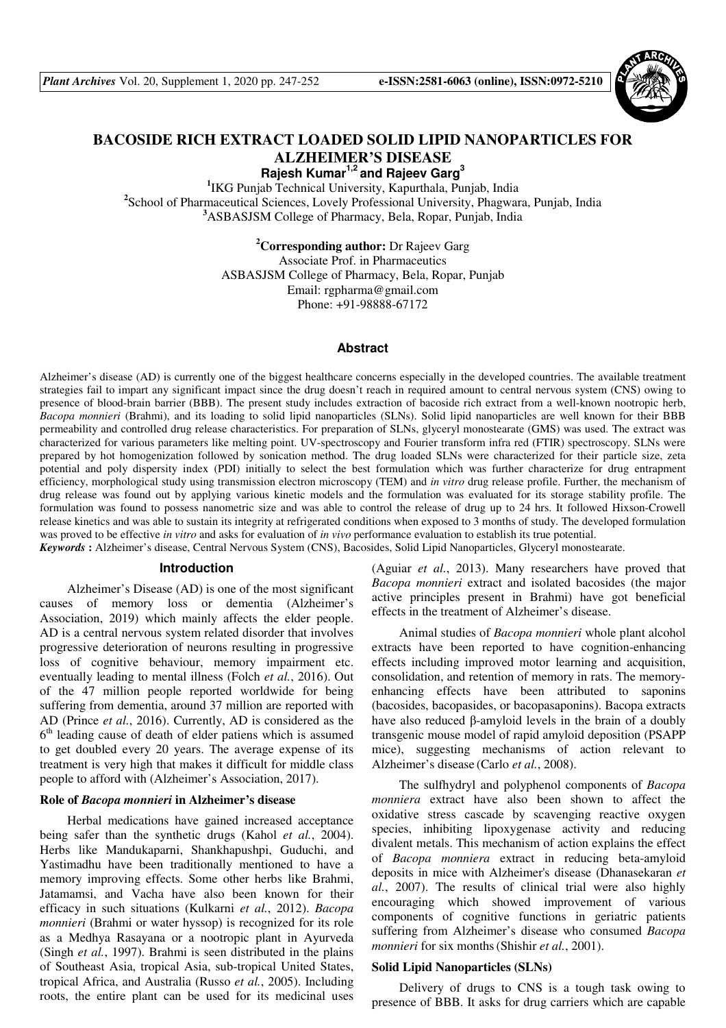# BACOSIDE RICH EXTRACT LOADED SOLID LIPID NANOPARTICLES FOR ALZHEIMER'S DISEASE

**Rajesh Kumar[1,2] and Rajeev Garg[3]**

[1]IKG Punjab Technical University, Kapurthala, Punjab, India
[2]School of Pharmaceutical Sciences, Lovely Professional University, Phagwara, Punjab, India
[3]ASBASJSM College of Pharmacy, Bela, Ropar, Punjab, India

**[2]Corresponding author:** Dr Rajeev Garg
Associate Prof. in Pharmaceutics
ASBASJSM College of Pharmacy, Bela, Ropar, Punjab
Email: rgpharma@gmail.com
Phone: +91-98888-67172

## Abstract

Alzheimer's disease (AD) is currently one of the biggest healthcare concerns especially in the developed countries. The available treatment strategies fail to impart any significant impact since the drug doesn't reach in required amount to central nervous system (CNS) owing to presence of blood-brain barrier (BBB). The present study includes extraction of bacoside rich extract from a well-known nootropic herb, *Bacopa monnieri* (Brahmi), and its loading to solid lipid nanoparticles (SLNs). Solid lipid nanoparticles are well known for their BBB permeability and controlled drug release characteristics. For preparation of SLNs, glyceryl monostearate (GMS) was used. The extract was characterized for various parameters like melting point. UV-spectroscopy and Fourier transform infra red (FTIR) spectroscopy. SLNs were prepared by hot homogenization followed by sonication method. The drug loaded SLNs were characterized for their particle size, zeta potential and poly dispersity index (PDI) initially to select the best formulation which was further characterize for drug entrapment efficiency, morphological study using transmission electron microscopy (TEM) and *in vitro* drug release profile. Further, the mechanism of drug release was found out by applying various kinetic models and the formulation was evaluated for its storage stability profile. The formulation was found to possess nanometric size and was able to control the release of drug up to 24 hrs. It followed Hixson-Crowell release kinetics and was able to sustain its integrity at refrigerated conditions when exposed to 3 months of study. The developed formulation was proved to be effective *in vitro* and asks for evaluation of *in vivo* performance evaluation to establish its true potential.

***Keywords*:** Alzheimer's disease, Central Nervous System (CNS), Bacosides, Solid Lipid Nanoparticles, Glyceryl monostearate.

## Introduction

Alzheimer's Disease (AD) is one of the most significant causes of memory loss or dementia (Alzheimer's Association, 2019) which mainly affects the elder people. AD is a central nervous system related disorder that involves progressive deterioration of neurons resulting in progressive loss of cognitive behaviour, memory impairment etc. eventually leading to mental illness (Folch *et al.*, 2016). Out of the 47 million people reported worldwide for being suffering from dementia, around 37 million are reported with AD (Prince *et al.*, 2016). Currently, AD is considered as the 6[th] leading cause of death of elder patiens which is assumed to get doubled every 20 years. The average expense of its treatment is very high that makes it difficult for middle class people to afford with (Alzheimer's Association, 2017).

### Role of *Bacopa monnieri* in Alzheimer's disease

Herbal medications have gained increased acceptance being safer than the synthetic drugs (Kahol *et al.*, 2004). Herbs like Mandukaparni, Shankhapushpi, Guduchi, and Yastimadhu have been traditionally mentioned to have a memory improving effects. Some other herbs like Brahmi, Jatamamsi, and Vacha have also been known for their efficacy in such situations (Kulkarni *et al.*, 2012). *Bacopa monnieri* (Brahmi or water hyssop) is recognized for its role as a Medhya Rasayana or a nootropic plant in Ayurveda (Singh *et al.*, 1997). Brahmi is seen distributed in the plains of Southeast Asia, tropical Asia, sub-tropical United States, tropical Africa, and Australia (Russo *et al.*, 2005). Including roots, the entire plant can be used for its medicinal uses (Aguiar *et al.*, 2013). Many researchers have proved that *Bacopa monnieri* extract and isolated bacosides (the major active principles present in Brahmi) have got beneficial effects in the treatment of Alzheimer's disease.

Animal studies of *Bacopa monnieri* whole plant alcohol extracts have been reported to have cognition-enhancing effects including improved motor learning and acquisition, consolidation, and retention of memory in rats. The memory-enhancing effects have been attributed to saponins (bacosides, bacopasides, or bacopasaponins). Bacopa extracts have also reduced β-amyloid levels in the brain of a doubly transgenic mouse model of rapid amyloid deposition (PSAPP mice), suggesting mechanisms of action relevant to Alzheimer's disease (Carlo *et al.*, 2008).

The sulfhydryl and polyphenol components of *Bacopa monniera* extract have also been shown to affect the oxidative stress cascade by scavenging reactive oxygen species, inhibiting lipoxygenase activity and reducing divalent metals. This mechanism of action explains the effect of *Bacopa monniera* extract in reducing beta-amyloid deposits in mice with Alzheimer's disease (Dhanasekaran *et al.*, 2007). The results of clinical trial were also highly encouraging which showed improvement of various components of cognitive functions in geriatric patients suffering from Alzheimer's disease who consumed *Bacopa monnieri* for six months (Shishir *et al.*, 2001).

### Solid Lipid Nanoparticles (SLNs)

Delivery of drugs to CNS is a tough task owing to presence of BBB. It asks for drug carriers which are capable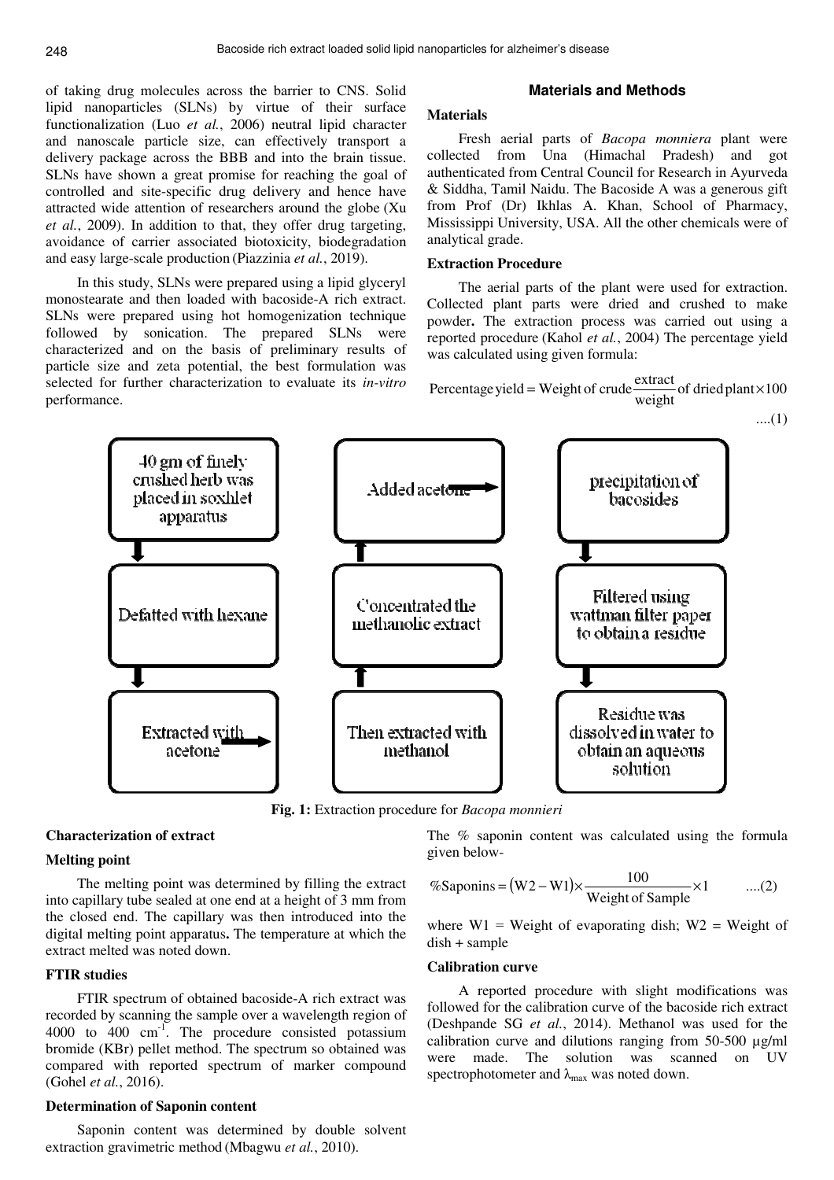of taking drug molecules across the barrier to CNS. Solid lipid nanoparticles (SLNs) by virtue of their surface functionalization (Luo *et al.*, 2006) neutral lipid character and nanoscale particle size, can effectively transport a delivery package across the BBB and into the brain tissue. SLNs have shown a great promise for reaching the goal of controlled and site-specific drug delivery and hence have attracted wide attention of researchers around the globe (Xu *et al.*, 2009). In addition to that, they offer drug targeting, avoidance of carrier associated biotoxicity, biodegradation and easy large-scale production (Piazzinia *et al.*, 2019).

In this study, SLNs were prepared using a lipid glyceryl monostearate and then loaded with bacoside-A rich extract. SLNs were prepared using hot homogenization technique followed by sonication. The prepared SLNs were characterized and on the basis of preliminary results of particle size and zeta potential, the best formulation was selected for further characterization to evaluate its *in-vitro* performance.

## Materials and Methods

### Materials

Fresh aerial parts of *Bacopa monniera* plant were collected from Una (Himachal Pradesh) and got authenticated from Central Council for Research in Ayurveda & Siddha, Tamil Naidu. The Bacoside A was a generous gift from Prof (Dr) Ikhlas A. Khan, School of Pharmacy, Mississippi University, USA. All the other chemicals were of analytical grade.

### Extraction Procedure

The aerial parts of the plant were used for extraction. Collected plant parts were dried and crushed to make powder**.** The extraction process was carried out using a reported procedure (Kahol *et al.*, 2004) The percentage yield was calculated using given formula:

$$\text{Percentage yield} = \text{Weight of crude}\,\frac{\text{extract}}{\text{weight}}\,\text{of dried plant} \times 100 \quad ....(1)$$

40 gm of finely crushed herb was placed in soxhlet apparatus → Defatted with hexane → Extracted with acetone → Then extracted with methanol → Concentrated the methanolic extract → Added acetone → precipitation of bacosides → Filtered using wattman filter paper to obtain a residue → Residue was dissolved in water to obtain an aqueous solution

**Fig. 1:** Extraction procedure for *Bacopa monnieri*

### Characterization of extract

### Melting point

The melting point was determined by filling the extract into capillary tube sealed at one end at a height of 3 mm from the closed end. The capillary was then introduced into the digital melting point apparatus**.** The temperature at which the extract melted was noted down.

### FTIR studies

FTIR spectrum of obtained bacoside-A rich extract was recorded by scanning the sample over a wavelength region of 4000 to 400 $cm^{-1}$. The procedure consisted potassium bromide (KBr) pellet method. The spectrum so obtained was compared with reported spectrum of marker compound (Gohel *et al.*, 2016).

### Determination of Saponin content

Saponin content was determined by double solvent extraction gravimetric method (Mbagwu *et al.*, 2010).

The % saponin content was calculated using the formula given below-

$$\%\text{Saponins} = (W2 - W1) \times \frac{100}{\text{Weight of Sample}} \times 1 \quad ....(2)$$

where W1 = Weight of evaporating dish; W2 = Weight of dish + sample

### Calibration curve

A reported procedure with slight modifications was followed for the calibration curve of the bacoside rich extract (Deshpande SG *et al.*, 2014). Methanol was used for the calibration curve and dilutions ranging from 50-500 µg/ml were made. The solution was scanned on UV spectrophotometer and $\lambda_{max}$ was noted down.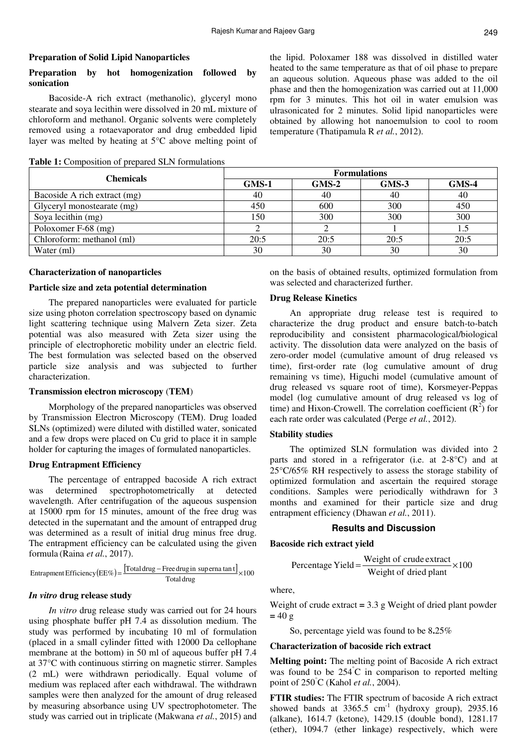## Preparation of Solid Lipid Nanoparticles

### Preparation by hot homogenization followed by sonication

Bacoside-A rich extract (methanolic), glyceryl mono stearate and soya lecithin were dissolved in 20 mL mixture of chloroform and methanol. Organic solvents were completely removed using a rotaevaporator and drug embedded lipid layer was melted by heating at 5°C above melting point of the lipid. Poloxamer 188 was dissolved in distilled water heated to the same temperature as that of oil phase to prepare an aqueous solution. Aqueous phase was added to the oil phase and then the homogenization was carried out at 11,000 rpm for 3 minutes. This hot oil in water emulsion was ulrasonicated for 2 minutes. Solid lipid nanoparticles were obtained by allowing hot nanoemulsion to cool to room temperature (Thatipamula R *et al.*, 2012).

**Table 1:** Composition of prepared SLN formulations

| Chemicals | Formulations | | | |
|---|---|---|---|---|
| | GMS-1 | GMS-2 | GMS-3 | GMS-4 |
| Bacoside A rich extract (mg) | 40 | 40 | 40 | 40 |
| Glyceryl monostearate (mg) | 450 | 600 | 300 | 450 |
| Soya lecithin (mg) | 150 | 300 | 300 | 300 |
| Poloxomer F-68 (mg) | 2 | 2 | 1 | 1.5 |
| Chloroform: methanol (ml) | 20:5 | 20:5 | 20:5 | 20:5 |
| Water (ml) | 30 | 30 | 30 | 30 |

## Characterization of nanoparticles

### Particle size and zeta potential determination

The prepared nanoparticles were evaluated for particle size using photon correlation spectroscopy based on dynamic light scattering technique using Malvern Zeta sizer. Zeta potential was also measured with Zeta sizer using the principle of electrophoretic mobility under an electric field. The best formulation was selected based on the observed particle size analysis and was subjected to further characterization.

### Transmission electron microscopy (TEM)

Morphology of the prepared nanoparticles was observed by Transmission Electron Microscopy (TEM). Drug loaded SLNs (optimized) were diluted with distilled water, sonicated and a few drops were placed on Cu grid to place it in sample holder for capturing the images of formulated nanoparticles.

### Drug Entrapment Efficiency

The percentage of entrapped bacoside A rich extract was determined spectrophotometrically at detected wavelength. After centrifugation of the aqueous suspension at 15000 rpm for 15 minutes, amount of the free drug was detected in the supernatant and the amount of entrapped drug was determined as a result of initial drug minus free drug. The entrapment efficiency can be calculated using the given formula (Raina *et al.*, 2017).

$$\text{Entrapment Efficiency}(EE\%) = \frac{[\text{Total drug} - \text{Free drug in supernatant}]}{\text{Total drug}} \times 100$$

### *In vitro* drug release study

*In vitro* drug release study was carried out for 24 hours using phosphate buffer pH 7.4 as dissolution medium. The study was performed by incubating 10 ml of formulation (placed in a small cylinder fitted with 12000 Da cellophane membrane at the bottom) in 50 ml of aqueous buffer pH 7.4 at 37°C with continuous stirring on magnetic stirrer. Samples (2 mL) were withdrawn periodically. Equal volume of medium was replaced after each withdrawal. The withdrawn samples were then analyzed for the amount of drug released by measuring absorbance using UV spectrophotometer. The study was carried out in triplicate (Makwana *et al.*, 2015) and on the basis of obtained results, optimized formulation from was selected and characterized further.

### Drug Release Kinetics

An appropriate drug release test is required to characterize the drug product and ensure batch-to-batch reproducibility and consistent pharmacological/biological activity. The dissolution data were analyzed on the basis of zero-order model (cumulative amount of drug released vs time), first-order rate (log cumulative amount of drug remaining vs time), Higuchi model (cumulative amount of drug released vs square root of time), Korsmeyer-Peppas model (log cumulative amount of drug released vs log of time) and Hixon-Crowell. The correlation coefficient ($R^2$) for each rate order was calculated (Perge *et al.*, 2012).

### Stability studies

The optimized SLN formulation was divided into 2 parts and stored in a refrigerator (i.e. at 2-8°C) and at 25°C/65% RH respectively to assess the storage stability of optimized formulation and ascertain the required storage conditions. Samples were periodically withdrawn for 3 months and examined for their particle size and drug entrapment efficiency (Dhawan *et al.*, 2011).

## Results and Discussion

### Bacoside rich extract yield

$$\text{Percentage Yield} = \frac{\text{Weight of crude extract}}{\text{Weight of dried plant}} \times 100$$

where,

Weight of crude extract **=** 3.3 g Weight of dried plant powder **=** 40 g

So, percentage yield was found to be 8**.**25%

### Characterization of bacoside rich extract

**Melting point:** The melting point of Bacoside A rich extract was found to be 254°C in comparison to reported melting point of 250°C (Kahol *et al.*, 2004).

**FTIR studies:** The FTIR spectrum of bacoside A rich extract showed bands at 3365.5 $cm^{-1}$ (hydroxy group), 2935.16 (alkane), 1614.7 (ketone), 1429.15 (double bond), 1281.17 (ether), 1094.7 (ether linkage) respectively, which were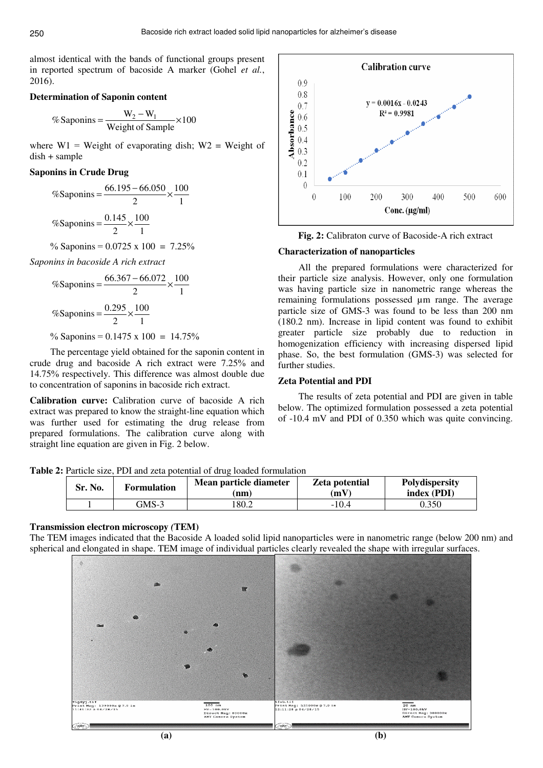almost identical with the bands of functional groups present in reported spectrum of bacoside A marker (Gohel *et al.*, 2016).

**Determination of Saponin content**

$$\% \text{Saponins} = \frac{W_2 - W_1}{\text{Weight of Sample}} \times 100$$

where W1 = Weight of evaporating dish; W2 = Weight of dish + sample

**Saponins in Crude Drug**

$$\% \text{Saponins} = \frac{66.195 - 66.050}{2} \times \frac{100}{1}$$

$$\% \text{Saponins} = \frac{0.145}{2} \times \frac{100}{1}$$

% Saponins = 0.0725 x 100 = 7.25%

*Saponins in bacoside A rich extract*

$$\% \text{Saponins} = \frac{66.367 - 66.072}{2} \times \frac{100}{1}$$

$$\% \text{Saponins} = \frac{0.295}{2} \times \frac{100}{1}$$

% Saponins = 0.1475 x 100 = 14.75%

The percentage yield obtained for the saponin content in crude drug and bacoside A rich extract were 7.25% and 14.75% respectively. This difference was almost double due to concentration of saponins in bacoside rich extract.

**Calibration curve:** Calibration curve of bacoside A rich extract was prepared to know the straight-line equation which was further used for estimating the drug release from prepared formulations. The calibration curve along with straight line equation are given in Fig. 2 below.

**Fig. 2:** Calibraton curve of Bacoside-A rich extract

**Characterization of nanoparticles**

All the prepared formulations were characterized for their particle size analysis. However, only one formulation was having particle size in nanometric range whereas the remaining formulations possessed µm range. The average particle size of GMS-3 was found to be less than 200 nm (180.2 nm). Increase in lipid content was found to exhibit greater particle size probably due to reduction in homogenization efficiency with increasing dispersed lipid phase. So, the best formulation (GMS-3) was selected for further studies.

**Zeta Potential and PDI**

The results of zeta potential and PDI are given in table below. The optimized formulation possessed a zeta potential of -10.4 mV and PDI of 0.350 which was quite convincing.

**Table 2:** Particle size, PDI and zeta potential of drug loaded formulation

| Sr. No. | Formulation | Mean particle diameter (nm) | Zeta potential (mV) | Polydispersity index (PDI) |
|---|---|---|---|---|
| 1 | GMS-3 | 180.2 | -10.4 | 0.350 |

**Transmission electron microscopy (TEM)**

The TEM images indicated that the Bacoside A loaded solid lipid nanoparticles were in nanometric range (below 200 nm) and spherical and elongated in shape. TEM image of individual particles clearly revealed the shape with irregular surfaces.

(a) (b)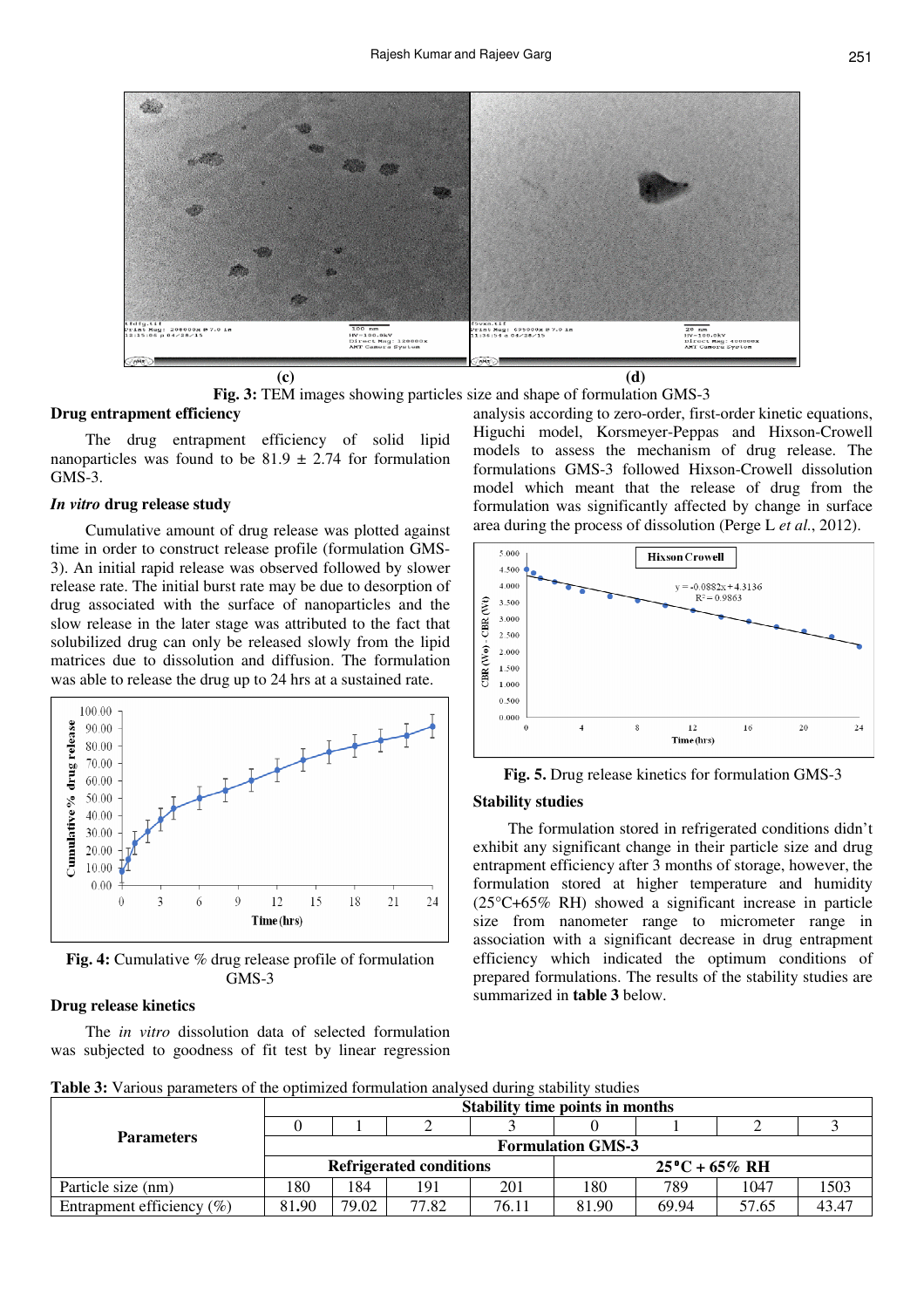(c) (d)

**Fig. 3:** TEM images showing particles size and shape of formulation GMS-3

### Drug entrapment efficiency

The drug entrapment efficiency of solid lipid nanoparticles was found to be 81.9 ± 2.74 for formulation GMS-3.

### *In vitro* drug release study

Cumulative amount of drug release was plotted against time in order to construct release profile (formulation GMS-3). An initial rapid release was observed followed by slower release rate. The initial burst rate may be due to desorption of drug associated with the surface of nanoparticles and the slow release in the later stage was attributed to the fact that solubilized drug can only be released slowly from the lipid matrices due to dissolution and diffusion. The formulation was able to release the drug up to 24 hrs at a sustained rate.

**Fig. 4:** Cumulative % drug release profile of formulation GMS-3

### Drug release kinetics

The *in vitro* dissolution data of selected formulation was subjected to goodness of fit test by linear regression analysis according to zero-order, first-order kinetic equations, Higuchi model, Korsmeyer-Peppas and Hixson-Crowell models to assess the mechanism of drug release. The formulations GMS-3 followed Hixson-Crowell dissolution model which meant that the release of drug from the formulation was significantly affected by change in surface area during the process of dissolution (Perge L *et al.*, 2012).

**Fig. 5.** Drug release kinetics for formulation GMS-3

### Stability studies

The formulation stored in refrigerated conditions didn't exhibit any significant change in their particle size and drug entrapment efficiency after 3 months of storage, however, the formulation stored at higher temperature and humidity (25°C+65% RH) showed a significant increase in particle size from nanometer range to micrometer range in association with a significant decrease in drug entrapment efficiency which indicated the optimum conditions of prepared formulations. The results of the stability studies are summarized in **table 3** below.

**Table 3:** Various parameters of the optimized formulation analysed during stability studies

| Parameters | Stability time points in months | | | | | | | |
|---|---|---|---|---|---|---|---|---|
| | 0 | 1 | 2 | 3 | 0 | 1 | 2 | 3 |
| | Formulation GMS-3 | | | | | | | |
| | Refrigerated conditions | | | | 25°C + 65% RH | | | |
| Particle size (nm) | 180 | 184 | 191 | 201 | 180 | 789 | 1047 | 1503 |
| Entrapment efficiency (%) | 81.90 | 79.02 | 77.82 | 76.11 | 81.90 | 69.94 | 57.65 | 43.47 |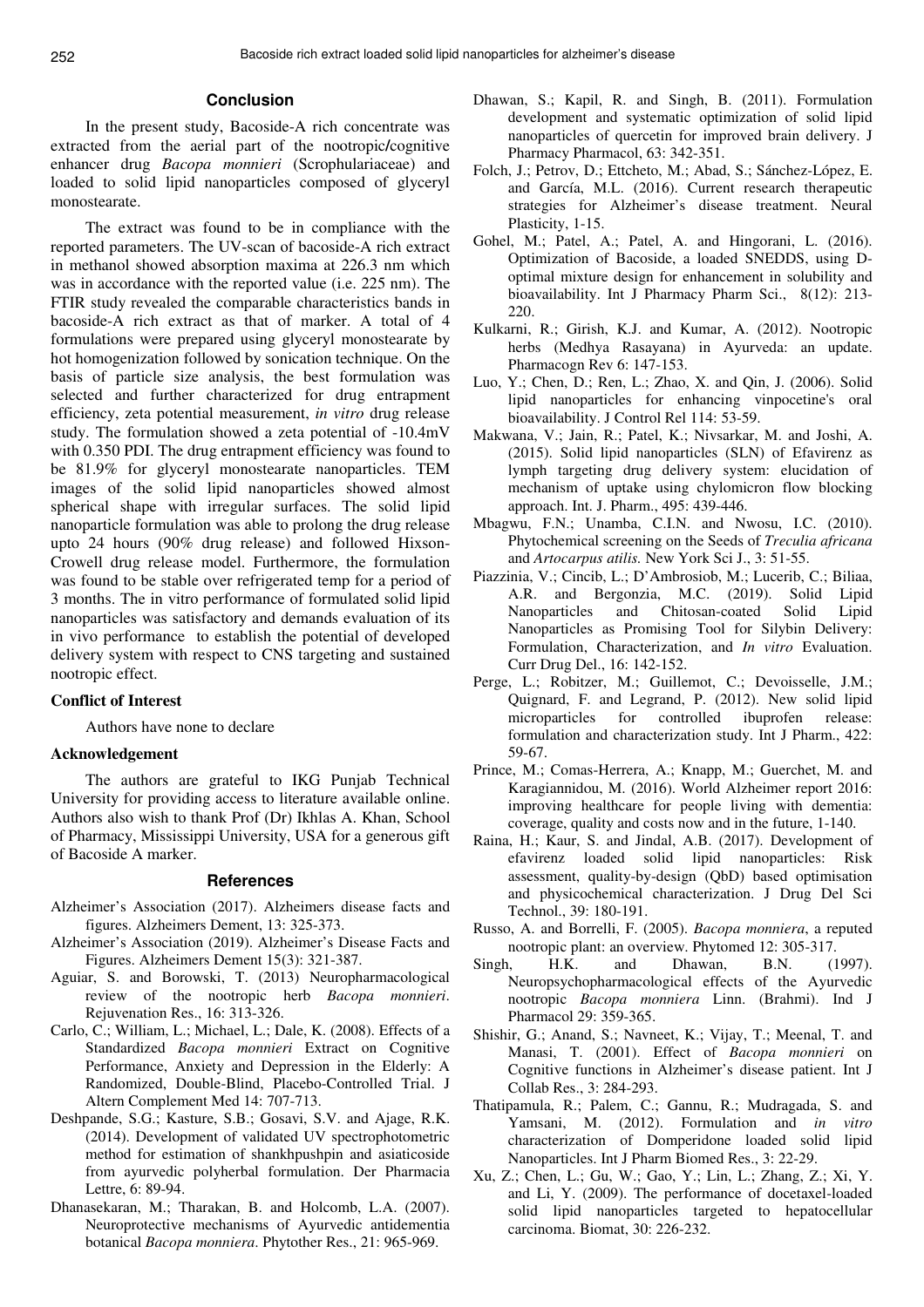## Conclusion

In the present study, Bacoside-A rich concentrate was extracted from the aerial part of the nootropic/cognitive enhancer drug *Bacopa monnieri* (Scrophulariaceae) and loaded to solid lipid nanoparticles composed of glyceryl monostearate.

The extract was found to be in compliance with the reported parameters. The UV-scan of bacoside-A rich extract in methanol showed absorption maxima at 226.3 nm which was in accordance with the reported value (i.e. 225 nm). The FTIR study revealed the comparable characteristics bands in bacoside-A rich extract as that of marker. A total of 4 formulations were prepared using glyceryl monostearate by hot homogenization followed by sonication technique. On the basis of particle size analysis, the best formulation was selected and further characterized for drug entrapment efficiency, zeta potential measurement, *in vitro* drug release study. The formulation showed a zeta potential of -10.4mV with 0.350 PDI. The drug entrapment efficiency was found to be 81.9% for glyceryl monostearate nanoparticles. TEM images of the solid lipid nanoparticles showed almost spherical shape with irregular surfaces. The solid lipid nanoparticle formulation was able to prolong the drug release upto 24 hours (90% drug release) and followed Hixson-Crowell drug release model. Furthermore, the formulation was found to be stable over refrigerated temp for a period of 3 months. The in vitro performance of formulated solid lipid nanoparticles was satisfactory and demands evaluation of its in vivo performance to establish the potential of developed delivery system with respect to CNS targeting and sustained nootropic effect.

### Conflict of Interest

Authors have none to declare

### Acknowledgement

The authors are grateful to IKG Punjab Technical University for providing access to literature available online. Authors also wish to thank Prof (Dr) Ikhlas A. Khan, School of Pharmacy, Mississippi University, USA for a generous gift of Bacoside A marker.

## References

Alzheimer's Association (2017). Alzheimers disease facts and figures. Alzheimers Dement, 13: 325-373.

Alzheimer's Association (2019). Alzheimer's Disease Facts and Figures. Alzheimers Dement 15(3): 321-387.

Aguiar, S. and Borowski, T. (2013) Neuropharmacological review of the nootropic herb *Bacopa monnieri*. Rejuvenation Res., 16: 313-326.

Carlo, C.; William, L.; Michael, L.; Dale, K. (2008). Effects of a Standardized *Bacopa monnieri* Extract on Cognitive Performance, Anxiety and Depression in the Elderly: A Randomized, Double-Blind, Placebo-Controlled Trial. J Altern Complement Med 14: 707-713.

Deshpande, S.G.; Kasture, S.B.; Gosavi, S.V. and Ajage, R.K. (2014). Development of validated UV spectrophotometric method for estimation of shankhpushpin and asiaticoside from ayurvedic polyherbal formulation. Der Pharmacia Lettre, 6: 89-94.

Dhanasekaran, M.; Tharakan, B. and Holcomb, L.A. (2007). Neuroprotective mechanisms of Ayurvedic antidementia botanical *Bacopa monniera*. Phytother Res., 21: 965-969.

Dhawan, S.; Kapil, R. and Singh, B. (2011). Formulation development and systematic optimization of solid lipid nanoparticles of quercetin for improved brain delivery. J Pharmacy Pharmacol, 63: 342-351.

Folch, J.; Petrov, D.; Ettcheto, M.; Abad, S.; Sánchez-López, E. and García, M.L. (2016). Current research therapeutic strategies for Alzheimer's disease treatment. Neural Plasticity, 1-15.

Gohel, M.; Patel, A.; Patel, A. and Hingorani, L. (2016). Optimization of Bacoside, a loaded SNEDDS, using D-optimal mixture design for enhancement in solubility and bioavailability. Int J Pharmacy Pharm Sci., 8(12): 213-220.

Kulkarni, R.; Girish, K.J. and Kumar, A. (2012). Nootropic herbs (Medhya Rasayana) in Ayurveda: an update. Pharmacogn Rev 6: 147-153.

Luo, Y.; Chen, D.; Ren, L.; Zhao, X. and Qin, J. (2006). Solid lipid nanoparticles for enhancing vinpocetine's oral bioavailability. J Control Rel 114: 53-59.

Makwana, V.; Jain, R.; Patel, K.; Nivsarkar, M. and Joshi, A. (2015). Solid lipid nanoparticles (SLN) of Efavirenz as lymph targeting drug delivery system: elucidation of mechanism of uptake using chylomicron flow blocking approach. Int. J. Pharm., 495: 439-446.

Mbagwu, F.N.; Unamba, C.I.N. and Nwosu, I.C. (2010). Phytochemical screening on the Seeds of *Treculia africana* and *Artocarpus atilis.* New York Sci J., 3: 51-55.

Piazzinia, V.; Cincib, L.; D'Ambrosiob, M.; Lucerib, C.; Biliaa, A.R. and Bergonzia, M.C. (2019). Solid Lipid Nanoparticles and Chitosan-coated Solid Lipid Nanoparticles as Promising Tool for Silybin Delivery: Formulation, Characterization, and *In vitro* Evaluation. Curr Drug Del., 16: 142-152.

Perge, L.; Robitzer, M.; Guillemot, C.; Devoisselle, J.M.; Quignard, F. and Legrand, P. (2012). New solid lipid microparticles for controlled ibuprofen release: formulation and characterization study. Int J Pharm., 422: 59-67.

Prince, M.; Comas-Herrera, A.; Knapp, M.; Guerchet, M. and Karagiannidou, M. (2016). World Alzheimer report 2016: improving healthcare for people living with dementia: coverage, quality and costs now and in the future, 1-140.

Raina, H.; Kaur, S. and Jindal, A.B. (2017). Development of efavirenz loaded solid lipid nanoparticles: Risk assessment, quality-by-design (QbD) based optimisation and physicochemical characterization. J Drug Del Sci Technol., 39: 180-191.

Russo, A. and Borrelli, F. (2005). *Bacopa monniera*, a reputed nootropic plant: an overview. Phytomed 12: 305-317.

Singh, H.K. and Dhawan, B.N. (1997). Neuropsychopharmacological effects of the Ayurvedic nootropic *Bacopa monniera* Linn. (Brahmi). Ind J Pharmacol 29: 359-365.

Shishir, G.; Anand, S.; Navneet, K.; Vijay, T.; Meenal, T. and Manasi, T. (2001). Effect of *Bacopa monnieri* on Cognitive functions in Alzheimer's disease patient. Int J Collab Res., 3: 284-293.

Thatipamula, R.; Palem, C.; Gannu, R.; Mudragada, S. and Yamsani, M. (2012). Formulation and *in vitro* characterization of Domperidone loaded solid lipid Nanoparticles. Int J Pharm Biomed Res., 3: 22-29.

Xu, Z.; Chen, L.; Gu, W.; Gao, Y.; Lin, L.; Zhang, Z.; Xi, Y. and Li, Y. (2009). The performance of docetaxel-loaded solid lipid nanoparticles targeted to hepatocellular carcinoma. Biomat, 30: 226-232.